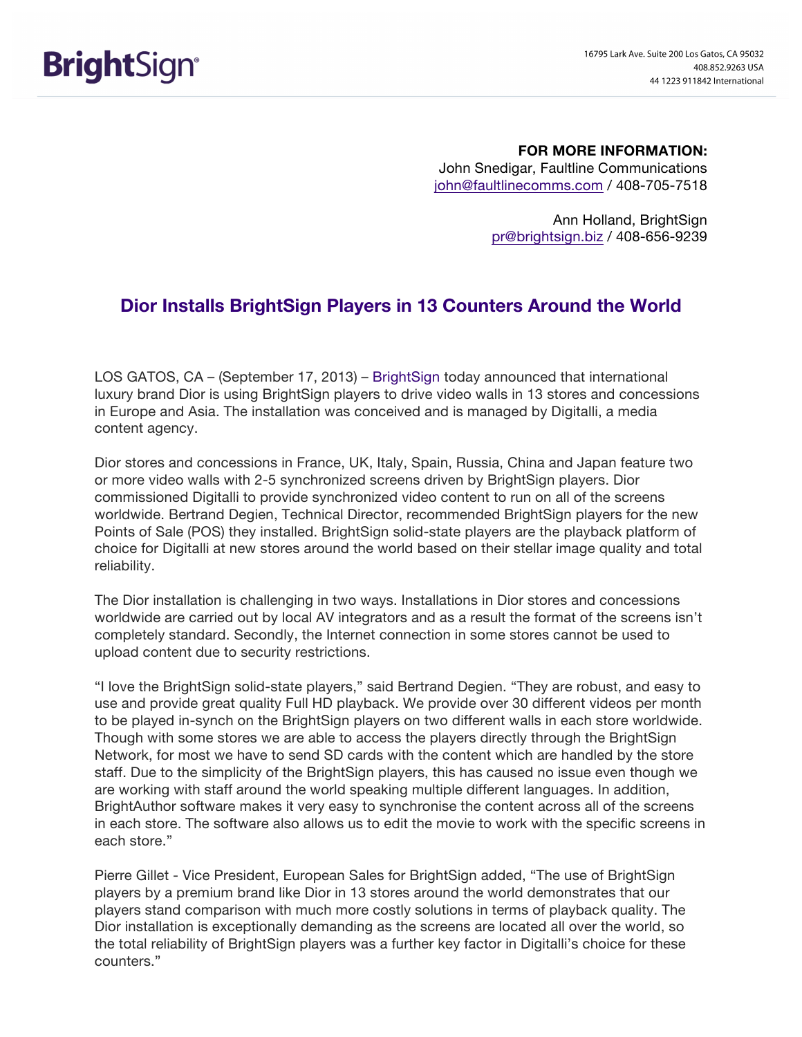BrightSign®

16795 Lark Ave. Suite 200 Los Gatos, CA 95032
408.852.9263 USA
44 1223 911842 International

**FOR MORE INFORMATION:**
John Snedigar, Faultline Communications
john@faultlinecomms.com / 408-705-7518

Ann Holland, BrightSign
pr@brightsign.biz / 408-656-9239

## Dior Installs BrightSign Players in 13 Counters Around the World

LOS GATOS, CA – (September 17, 2013) – BrightSign today announced that international luxury brand Dior is using BrightSign players to drive video walls in 13 stores and concessions in Europe and Asia. The installation was conceived and is managed by Digitalli, a media content agency.

Dior stores and concessions in France, UK, Italy, Spain, Russia, China and Japan feature two or more video walls with 2-5 synchronized screens driven by BrightSign players. Dior commissioned Digitalli to provide synchronized video content to run on all of the screens worldwide. Bertrand Degien, Technical Director, recommended BrightSign players for the new Points of Sale (POS) they installed. BrightSign solid-state players are the playback platform of choice for Digitalli at new stores around the world based on their stellar image quality and total reliability.

The Dior installation is challenging in two ways. Installations in Dior stores and concessions worldwide are carried out by local AV integrators and as a result the format of the screens isn't completely standard. Secondly, the Internet connection in some stores cannot be used to upload content due to security restrictions.

"I love the BrightSign solid-state players," said Bertrand Degien. "They are robust, and easy to use and provide great quality Full HD playback. We provide over 30 different videos per month to be played in-synch on the BrightSign players on two different walls in each store worldwide. Though with some stores we are able to access the players directly through the BrightSign Network, for most we have to send SD cards with the content which are handled by the store staff. Due to the simplicity of the BrightSign players, this has caused no issue even though we are working with staff around the world speaking multiple different languages. In addition, BrightAuthor software makes it very easy to synchronise the content across all of the screens in each store. The software also allows us to edit the movie to work with the specific screens in each store."

Pierre Gillet - Vice President, European Sales for BrightSign added, "The use of BrightSign players by a premium brand like Dior in 13 stores around the world demonstrates that our players stand comparison with much more costly solutions in terms of playback quality. The Dior installation is exceptionally demanding as the screens are located all over the world, so the total reliability of BrightSign players was a further key factor in Digitalli's choice for these counters."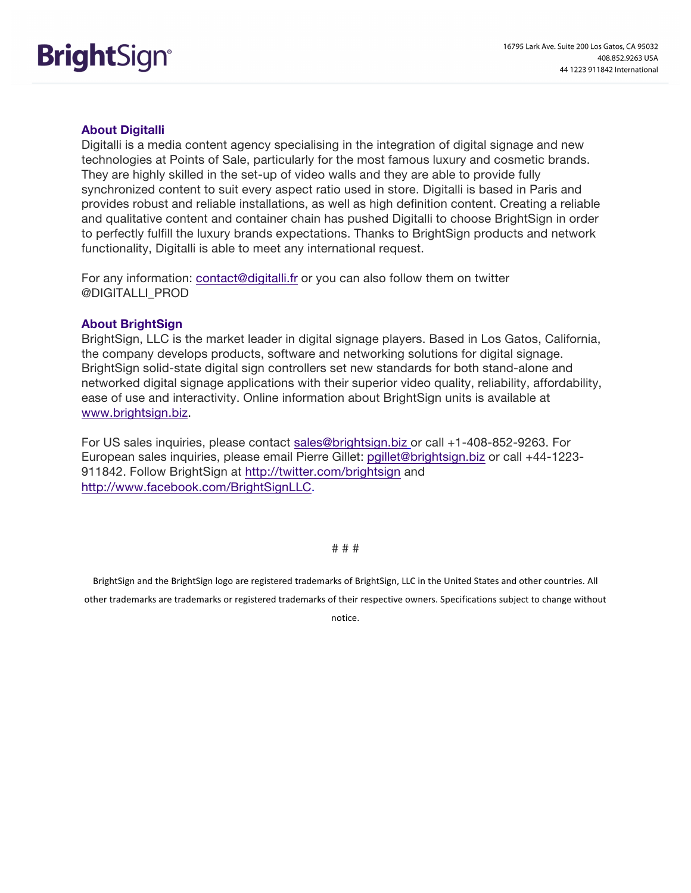## About Digitalli

Digitalli is a media content agency specialising in the integration of digital signage and new technologies at Points of Sale, particularly for the most famous luxury and cosmetic brands. They are highly skilled in the set-up of video walls and they are able to provide fully synchronized content to suit every aspect ratio used in store. Digitalli is based in Paris and provides robust and reliable installations, as well as high definition content. Creating a reliable and qualitative content and container chain has pushed Digitalli to choose BrightSign in order to perfectly fulfill the luxury brands expectations. Thanks to BrightSign products and network functionality, Digitalli is able to meet any international request.

For any information: contact@digitalli.fr or you can also follow them on twitter @DIGITALLI_PROD

## About BrightSign

BrightSign, LLC is the market leader in digital signage players. Based in Los Gatos, California, the company develops products, software and networking solutions for digital signage. BrightSign solid-state digital sign controllers set new standards for both stand-alone and networked digital signage applications with their superior video quality, reliability, affordability, ease of use and interactivity. Online information about BrightSign units is available at www.brightsign.biz.

For US sales inquiries, please contact sales@brightsign.biz or call +1-408-852-9263. For European sales inquiries, please email Pierre Gillet: pgillet@brightsign.biz or call +44-1223-911842. Follow BrightSign at http://twitter.com/brightsign and http://www.facebook.com/BrightSignLLC.

# # #

BrightSign and the BrightSign logo are registered trademarks of BrightSign, LLC in the United States and other countries. All other trademarks are trademarks or registered trademarks of their respective owners. Specifications subject to change without notice.